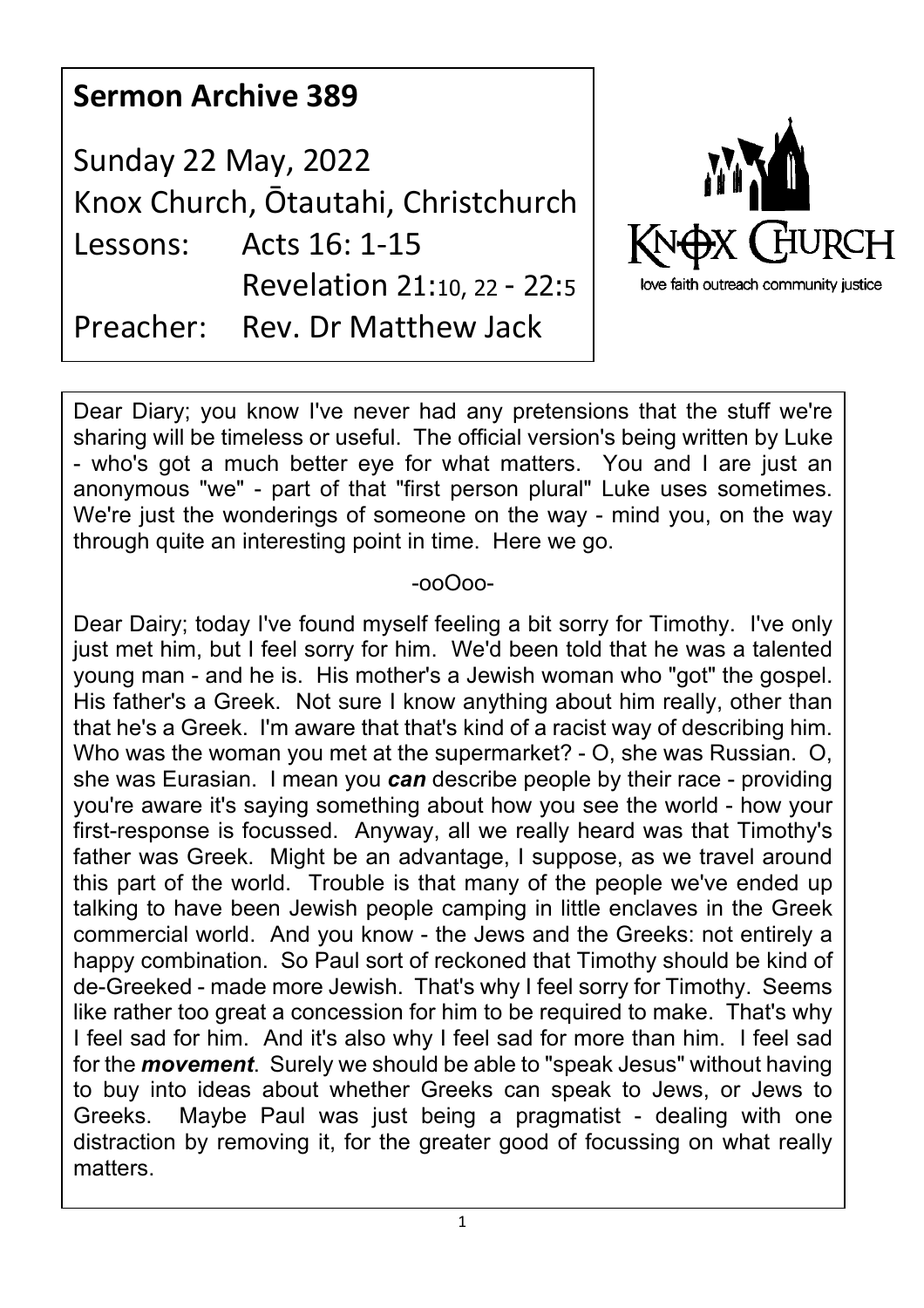## Sermon Archive 389

Sunday 22 May, 2022
Knox Church, Ōtautahi, Christchurch
Lessons: Acts 16: 1-15
Revelation 21:10, 22 - 22:5
Preacher: Rev. Dr Matthew Jack

KNOX CHURCH
love faith outreach community justice

Dear Diary; you know I've never had any pretensions that the stuff we're sharing will be timeless or useful. The official version's being written by Luke - who's got a much better eye for what matters. You and I are just an anonymous "we" - part of that "first person plural" Luke uses sometimes. We're just the wonderings of someone on the way - mind you, on the way through quite an interesting point in time. Here we go.

-ooOoo-

Dear Dairy; today I've found myself feeling a bit sorry for Timothy. I've only just met him, but I feel sorry for him. We'd been told that he was a talented young man - and he is. His mother's a Jewish woman who "got" the gospel. His father's a Greek. Not sure I know anything about him really, other than that he's a Greek. I'm aware that that's kind of a racist way of describing him. Who was the woman you met at the supermarket? - O, she was Russian. O, she was Eurasian. I mean you ***can*** describe people by their race - providing you're aware it's saying something about how you see the world - how your first-response is focussed. Anyway, all we really heard was that Timothy's father was Greek. Might be an advantage, I suppose, as we travel around this part of the world. Trouble is that many of the people we've ended up talking to have been Jewish people camping in little enclaves in the Greek commercial world. And you know - the Jews and the Greeks: not entirely a happy combination. So Paul sort of reckoned that Timothy should be kind of de-Greeked - made more Jewish. That's why I feel sorry for Timothy. Seems like rather too great a concession for him to be required to make. That's why I feel sad for him. And it's also why I feel sad for more than him. I feel sad for the ***movement***. Surely we should be able to "speak Jesus" without having to buy into ideas about whether Greeks can speak to Jews, or Jews to Greeks. Maybe Paul was just being a pragmatist - dealing with one distraction by removing it, for the greater good of focussing on what really matters.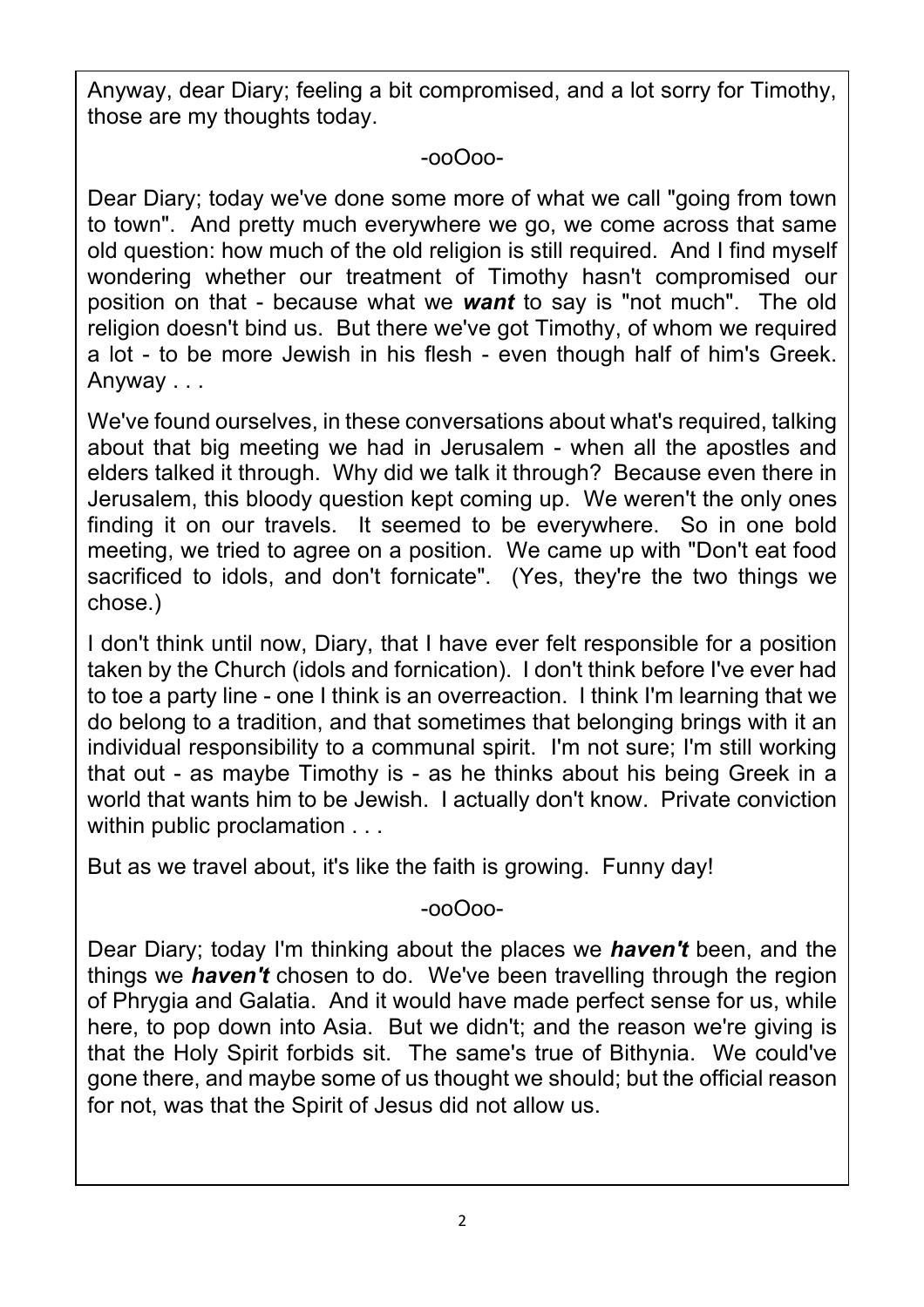Anyway, dear Diary; feeling a bit compromised, and a lot sorry for Timothy, those are my thoughts today.

-ooOoo-

Dear Diary; today we've done some more of what we call "going from town to town". And pretty much everywhere we go, we come across that same old question: how much of the old religion is still required. And I find myself wondering whether our treatment of Timothy hasn't compromised our position on that - because what we ***want*** to say is "not much". The old religion doesn't bind us. But there we've got Timothy, of whom we required a lot - to be more Jewish in his flesh - even though half of him's Greek. Anyway . . .

We've found ourselves, in these conversations about what's required, talking about that big meeting we had in Jerusalem - when all the apostles and elders talked it through. Why did we talk it through? Because even there in Jerusalem, this bloody question kept coming up. We weren't the only ones finding it on our travels. It seemed to be everywhere. So in one bold meeting, we tried to agree on a position. We came up with "Don't eat food sacrificed to idols, and don't fornicate". (Yes, they're the two things we chose.)

I don't think until now, Diary, that I have ever felt responsible for a position taken by the Church (idols and fornication). I don't think before I've ever had to toe a party line - one I think is an overreaction. I think I'm learning that we do belong to a tradition, and that sometimes that belonging brings with it an individual responsibility to a communal spirit. I'm not sure; I'm still working that out - as maybe Timothy is - as he thinks about his being Greek in a world that wants him to be Jewish. I actually don't know. Private conviction within public proclamation . . .

But as we travel about, it's like the faith is growing. Funny day!

-ooOoo-

Dear Diary; today I'm thinking about the places we ***haven't*** been, and the things we ***haven't*** chosen to do. We've been travelling through the region of Phrygia and Galatia. And it would have made perfect sense for us, while here, to pop down into Asia. But we didn't; and the reason we're giving is that the Holy Spirit forbids sit. The same's true of Bithynia. We could've gone there, and maybe some of us thought we should; but the official reason for not, was that the Spirit of Jesus did not allow us.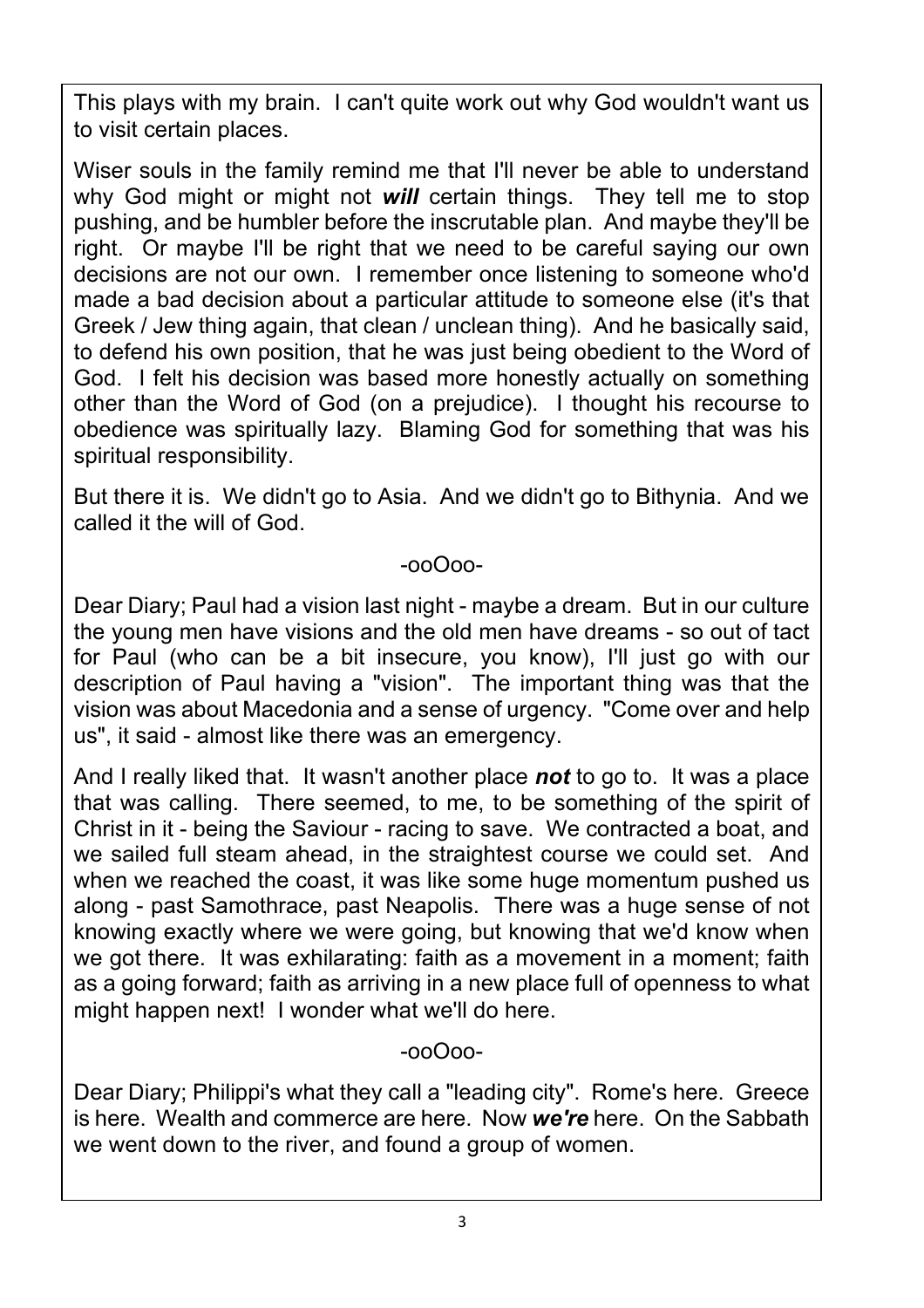This plays with my brain. I can't quite work out why God wouldn't want us to visit certain places.

Wiser souls in the family remind me that I'll never be able to understand why God might or might not ***will*** certain things. They tell me to stop pushing, and be humbler before the inscrutable plan. And maybe they'll be right. Or maybe I'll be right that we need to be careful saying our own decisions are not our own. I remember once listening to someone who'd made a bad decision about a particular attitude to someone else (it's that Greek / Jew thing again, that clean / unclean thing). And he basically said, to defend his own position, that he was just being obedient to the Word of God. I felt his decision was based more honestly actually on something other than the Word of God (on a prejudice). I thought his recourse to obedience was spiritually lazy. Blaming God for something that was his spiritual responsibility.

But there it is. We didn't go to Asia. And we didn't go to Bithynia. And we called it the will of God.

-ooOoo-

Dear Diary; Paul had a vision last night - maybe a dream. But in our culture the young men have visions and the old men have dreams - so out of tact for Paul (who can be a bit insecure, you know), I'll just go with our description of Paul having a "vision". The important thing was that the vision was about Macedonia and a sense of urgency. "Come over and help us", it said - almost like there was an emergency.

And I really liked that. It wasn't another place ***not*** to go to. It was a place that was calling. There seemed, to me, to be something of the spirit of Christ in it - being the Saviour - racing to save. We contracted a boat, and we sailed full steam ahead, in the straightest course we could set. And when we reached the coast, it was like some huge momentum pushed us along - past Samothrace, past Neapolis. There was a huge sense of not knowing exactly where we were going, but knowing that we'd know when we got there. It was exhilarating: faith as a movement in a moment; faith as a going forward; faith as arriving in a new place full of openness to what might happen next! I wonder what we'll do here.

-ooOoo-

Dear Diary; Philippi's what they call a "leading city". Rome's here. Greece is here. Wealth and commerce are here. Now ***we're*** here. On the Sabbath we went down to the river, and found a group of women.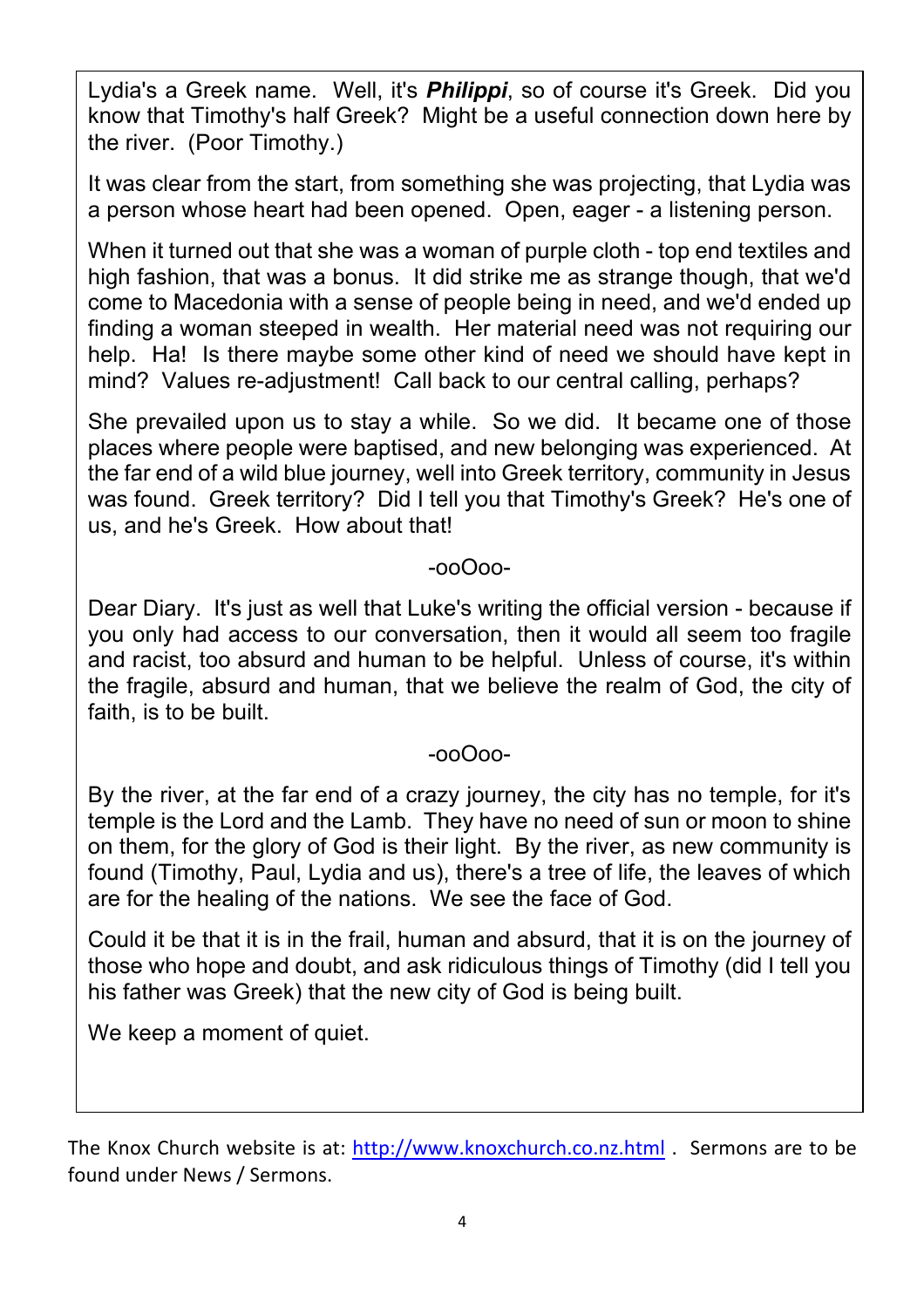Lydia's a Greek name. Well, it's ***Philippi***, so of course it's Greek. Did you know that Timothy's half Greek? Might be a useful connection down here by the river. (Poor Timothy.)

It was clear from the start, from something she was projecting, that Lydia was a person whose heart had been opened. Open, eager - a listening person.

When it turned out that she was a woman of purple cloth - top end textiles and high fashion, that was a bonus. It did strike me as strange though, that we'd come to Macedonia with a sense of people being in need, and we'd ended up finding a woman steeped in wealth. Her material need was not requiring our help. Ha! Is there maybe some other kind of need we should have kept in mind? Values re-adjustment! Call back to our central calling, perhaps?

She prevailed upon us to stay a while. So we did. It became one of those places where people were baptised, and new belonging was experienced. At the far end of a wild blue journey, well into Greek territory, community in Jesus was found. Greek territory? Did I tell you that Timothy's Greek? He's one of us, and he's Greek. How about that!

-ooOoo-

Dear Diary. It's just as well that Luke's writing the official version - because if you only had access to our conversation, then it would all seem too fragile and racist, too absurd and human to be helpful. Unless of course, it's within the fragile, absurd and human, that we believe the realm of God, the city of faith, is to be built.

-ooOoo-

By the river, at the far end of a crazy journey, the city has no temple, for it's temple is the Lord and the Lamb. They have no need of sun or moon to shine on them, for the glory of God is their light. By the river, as new community is found (Timothy, Paul, Lydia and us), there's a tree of life, the leaves of which are for the healing of the nations. We see the face of God.

Could it be that it is in the frail, human and absurd, that it is on the journey of those who hope and doubt, and ask ridiculous things of Timothy (did I tell you his father was Greek) that the new city of God is being built.

We keep a moment of quiet.

The Knox Church website is at: [http://www.knoxchurch.co.nz.html](http://www.knoxchurch.co.nz.html) . Sermons are to be found under News / Sermons.